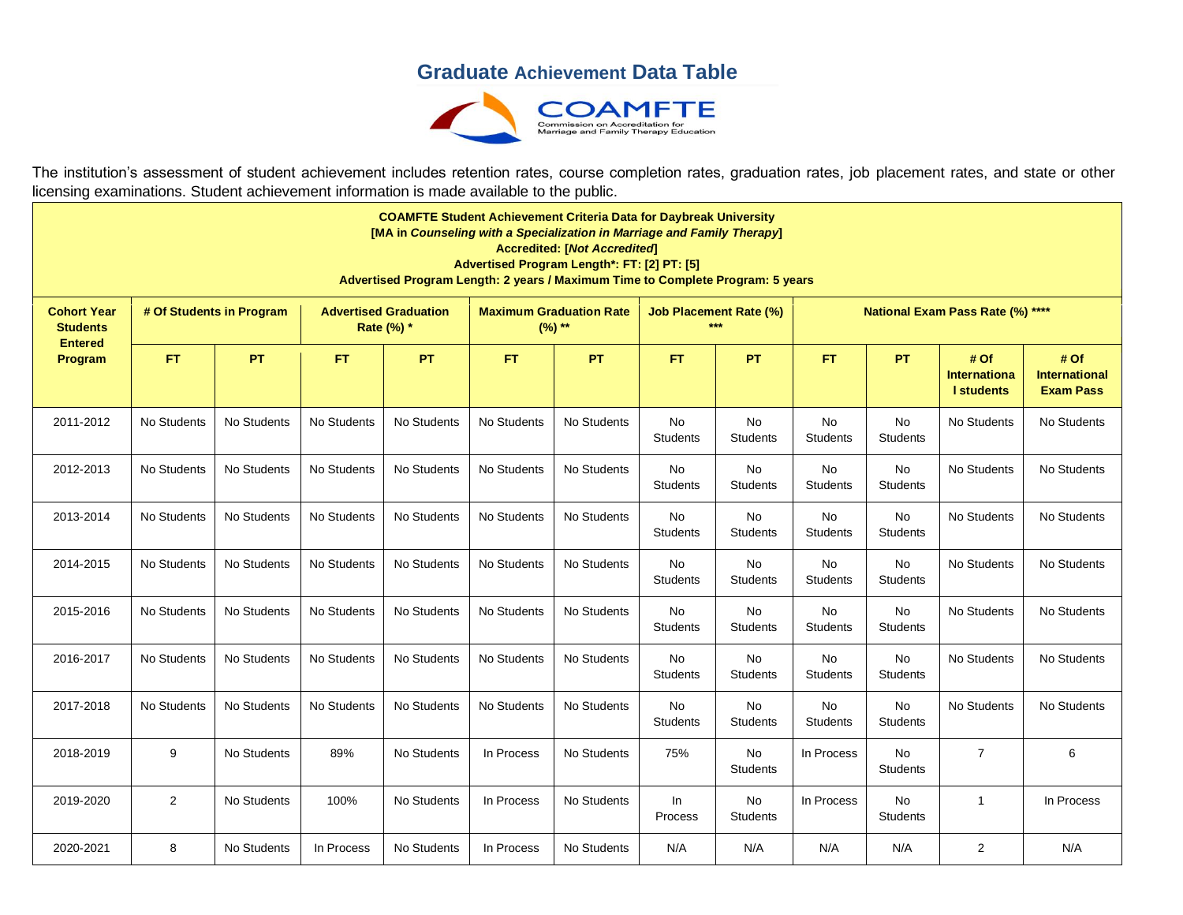# Graduate Achievement Data Table

COAMFTE
Commission on Accreditation for Marriage and Family Therapy Education

The institution's assessment of student achievement includes retention rates, course completion rates, graduation rates, job placement rates, and state or other licensing examinations. Student achievement information is made available to the public.

**COAMFTE Student Achievement Criteria Data for Daybreak University**
**[MA in *Counseling with a Specialization in Marriage and Family Therapy*]**
**Accredited: [*Not Accredited*]**
**Advertised Program Length*: FT: [2] PT: [5]**
**Advertised Program Length: 2 years / Maximum Time to Complete Program: 5 years**

| Cohort Year Students Entered Program | # Of Students in Program | | Advertised Graduation Rate (%) * | | Maximum Graduation Rate (%) ** | | Job Placement Rate (%) *** | | National Exam Pass Rate (%) **** | | | |
|---|---|---|---|---|---|---|---|---|---|---|---|---|
| | FT | PT | FT | PT | FT | PT | FT | PT | FT | PT | # Of International students | # Of International Exam Pass |
| 2011-2012 | No Students | No Students | No Students | No Students | No Students | No Students | No Students | No Students | No Students | No Students | No Students | No Students |
| 2012-2013 | No Students | No Students | No Students | No Students | No Students | No Students | No Students | No Students | No Students | No Students | No Students | No Students |
| 2013-2014 | No Students | No Students | No Students | No Students | No Students | No Students | No Students | No Students | No Students | No Students | No Students | No Students |
| 2014-2015 | No Students | No Students | No Students | No Students | No Students | No Students | No Students | No Students | No Students | No Students | No Students | No Students |
| 2015-2016 | No Students | No Students | No Students | No Students | No Students | No Students | No Students | No Students | No Students | No Students | No Students | No Students |
| 2016-2017 | No Students | No Students | No Students | No Students | No Students | No Students | No Students | No Students | No Students | No Students | No Students | No Students |
| 2017-2018 | No Students | No Students | No Students | No Students | No Students | No Students | No Students | No Students | No Students | No Students | No Students | No Students |
| 2018-2019 | 9 | No Students | 89% | No Students | In Process | No Students | 75% | No Students | In Process | No Students | 7 | 6 |
| 2019-2020 | 2 | No Students | 100% | No Students | In Process | No Students | In Process | No Students | In Process | No Students | 1 | In Process |
| 2020-2021 | 8 | No Students | In Process | No Students | In Process | No Students | N/A | N/A | N/A | N/A | 2 | N/A |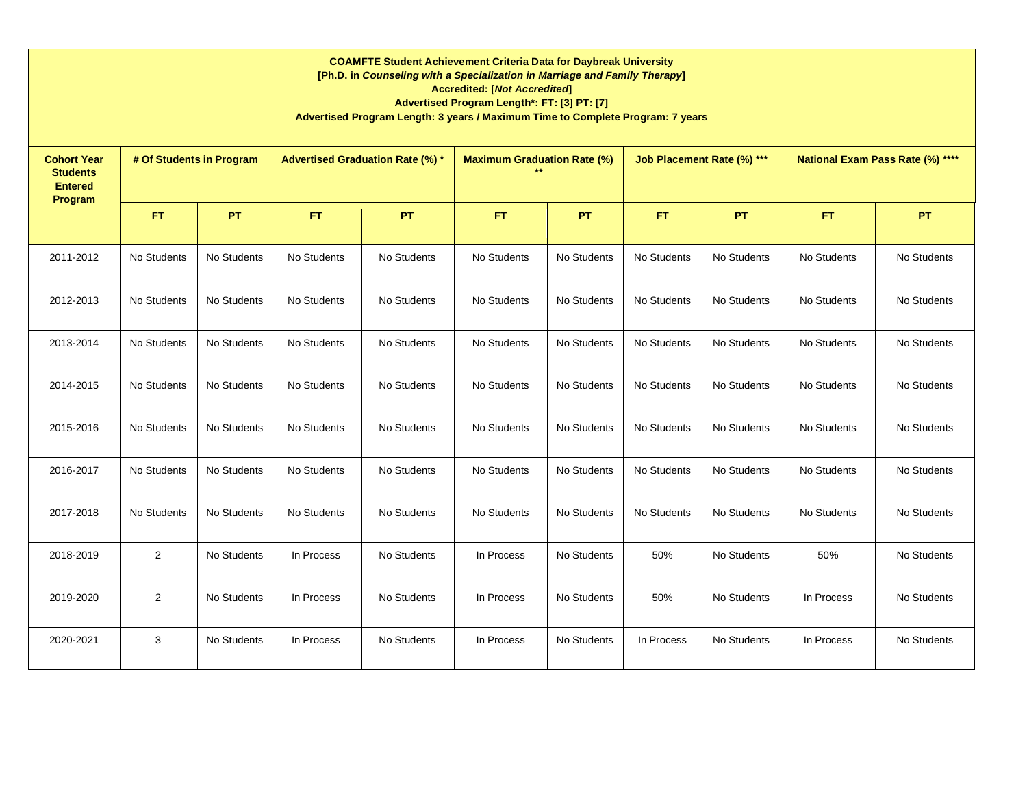**COAMFTE Student Achievement Criteria Data for Daybreak University**
**[Ph.D. in *Counseling with a Specialization in Marriage and Family Therapy*]**
**Accredited: [*Not Accredited*]**
**Advertised Program Length*: FT: [3] PT: [7]**
**Advertised Program Length: 3 years / Maximum Time to Complete Program: 7 years**

| Cohort Year Students Entered Program | # Of Students in Program | | Advertised Graduation Rate (%) * | | Maximum Graduation Rate (%) ** | | Job Placement Rate (%) *** | | National Exam Pass Rate (%) **** | |
|---|---|---|---|---|---|---|---|---|---|---|
| | FT | PT | FT | PT | FT | PT | FT | PT | FT | PT |
| 2011-2012 | No Students | No Students | No Students | No Students | No Students | No Students | No Students | No Students | No Students | No Students |
| 2012-2013 | No Students | No Students | No Students | No Students | No Students | No Students | No Students | No Students | No Students | No Students |
| 2013-2014 | No Students | No Students | No Students | No Students | No Students | No Students | No Students | No Students | No Students | No Students |
| 2014-2015 | No Students | No Students | No Students | No Students | No Students | No Students | No Students | No Students | No Students | No Students |
| 2015-2016 | No Students | No Students | No Students | No Students | No Students | No Students | No Students | No Students | No Students | No Students |
| 2016-2017 | No Students | No Students | No Students | No Students | No Students | No Students | No Students | No Students | No Students | No Students |
| 2017-2018 | No Students | No Students | No Students | No Students | No Students | No Students | No Students | No Students | No Students | No Students |
| 2018-2019 | 2 | No Students | In Process | No Students | In Process | No Students | 50% | No Students | 50% | No Students |
| 2019-2020 | 2 | No Students | In Process | No Students | In Process | No Students | 50% | No Students | In Process | No Students |
| 2020-2021 | 3 | No Students | In Process | No Students | In Process | No Students | In Process | No Students | In Process | No Students |